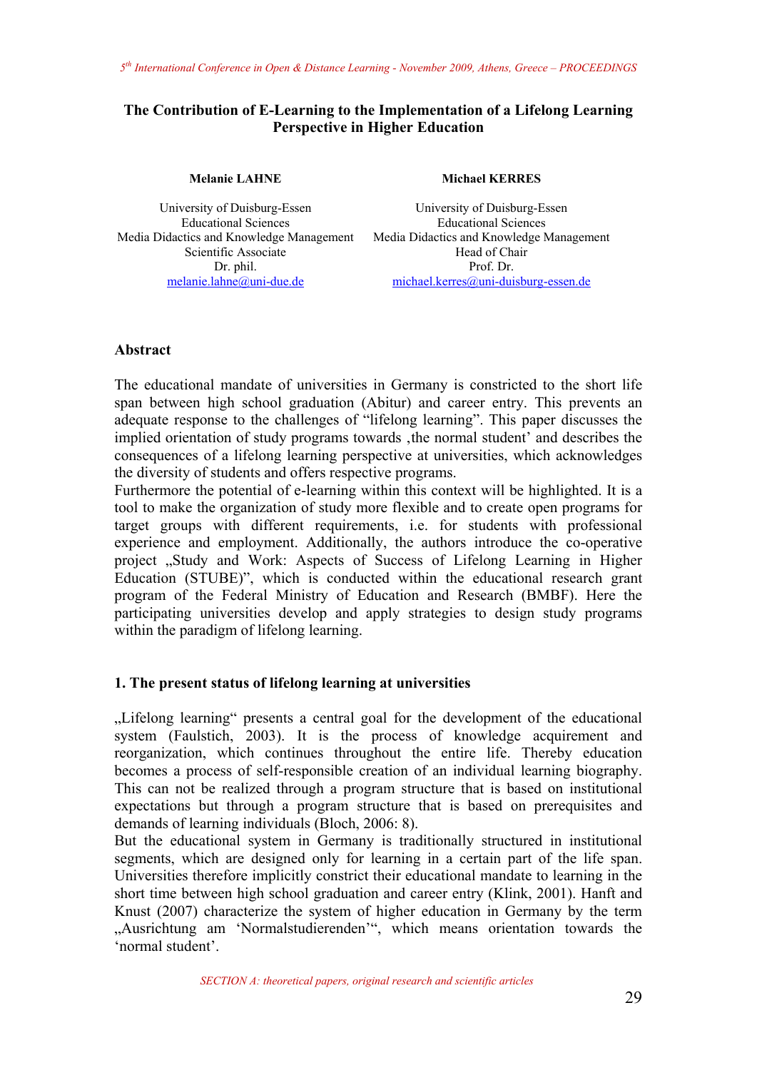# The Contribution of E-Learning to the Implementation of a Lifelong Learning Perspective in Higher Education

**Melanie LAHNE**

University of Duisburg-Essen
Educational Sciences
Media Didactics and Knowledge Management
Scientific Associate
Dr. phil.
melanie.lahne@uni-due.de

**Michael KERRES**

University of Duisburg-Essen
Educational Sciences
Media Didactics and Knowledge Management
Head of Chair
Prof. Dr.
michael.kerres@uni-duisburg-essen.de

## Abstract

The educational mandate of universities in Germany is constricted to the short life span between high school graduation (Abitur) and career entry. This prevents an adequate response to the challenges of "lifelong learning". This paper discusses the implied orientation of study programs towards ‚the normal student' and describes the consequences of a lifelong learning perspective at universities, which acknowledges the diversity of students and offers respective programs.

Furthermore the potential of e-learning within this context will be highlighted. It is a tool to make the organization of study more flexible and to create open programs for target groups with different requirements, i.e. for students with professional experience and employment. Additionally, the authors introduce the co-operative project „Study and Work: Aspects of Success of Lifelong Learning in Higher Education (STUBE)", which is conducted within the educational research grant program of the Federal Ministry of Education and Research (BMBF). Here the participating universities develop and apply strategies to design study programs within the paradigm of lifelong learning.

## 1. The present status of lifelong learning at universities

„Lifelong learning" presents a central goal for the development of the educational system (Faulstich, 2003). It is the process of knowledge acquirement and reorganization, which continues throughout the entire life. Thereby education becomes a process of self-responsible creation of an individual learning biography. This can not be realized through a program structure that is based on institutional expectations but through a program structure that is based on prerequisites and demands of learning individuals (Bloch, 2006: 8).

But the educational system in Germany is traditionally structured in institutional segments, which are designed only for learning in a certain part of the life span. Universities therefore implicitly constrict their educational mandate to learning in the short time between high school graduation and career entry (Klink, 2001). Hanft and Knust (2007) characterize the system of higher education in Germany by the term „Ausrichtung am 'Normalstudierenden'", which means orientation towards the 'normal student'.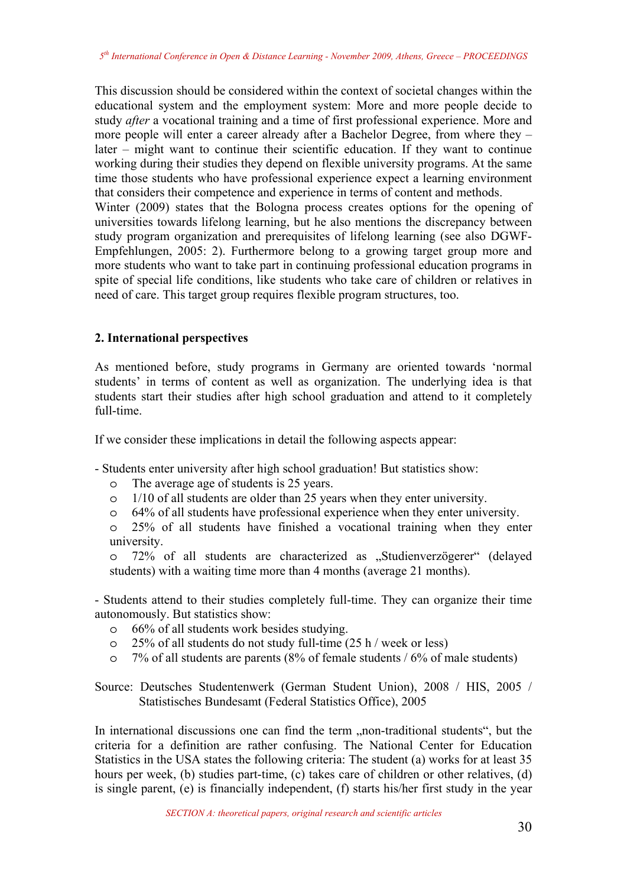This discussion should be considered within the context of societal changes within the educational system and the employment system: More and more people decide to study *after* a vocational training and a time of first professional experience. More and more people will enter a career already after a Bachelor Degree, from where they – later – might want to continue their scientific education. If they want to continue working during their studies they depend on flexible university programs. At the same time those students who have professional experience expect a learning environment that considers their competence and experience in terms of content and methods.
Winter (2009) states that the Bologna process creates options for the opening of universities towards lifelong learning, but he also mentions the discrepancy between study program organization and prerequisites of lifelong learning (see also DGWF-Empfehlungen, 2005: 2). Furthermore belong to a growing target group more and more students who want to take part in continuing professional education programs in spite of special life conditions, like students who take care of children or relatives in need of care. This target group requires flexible program structures, too.

## 2. International perspectives

As mentioned before, study programs in Germany are oriented towards 'normal students' in terms of content as well as organization. The underlying idea is that students start their studies after high school graduation and attend to it completely full-time.

If we consider these implications in detail the following aspects appear:

- Students enter university after high school graduation! But statistics show:
  - The average age of students is 25 years.
  - 1/10 of all students are older than 25 years when they enter university.
  - 64% of all students have professional experience when they enter university.
  - 25% of all students have finished a vocational training when they enter university.
  - 72% of all students are characterized as „Studienverzögerer" (delayed students) with a waiting time more than 4 months (average 21 months).

- Students attend to their studies completely full-time. They can organize their time autonomously. But statistics show:
  - 66% of all students work besides studying.
  - 25% of all students do not study full-time (25 h / week or less)
  - 7% of all students are parents (8% of female students / 6% of male students)

Source: Deutsches Studentenwerk (German Student Union), 2008 / HIS, 2005 / Statistisches Bundesamt (Federal Statistics Office), 2005

In international discussions one can find the term „non-traditional students", but the criteria for a definition are rather confusing. The National Center for Education Statistics in the USA states the following criteria: The student (a) works for at least 35 hours per week, (b) studies part-time, (c) takes care of children or other relatives, (d) is single parent, (e) is financially independent, (f) starts his/her first study in the year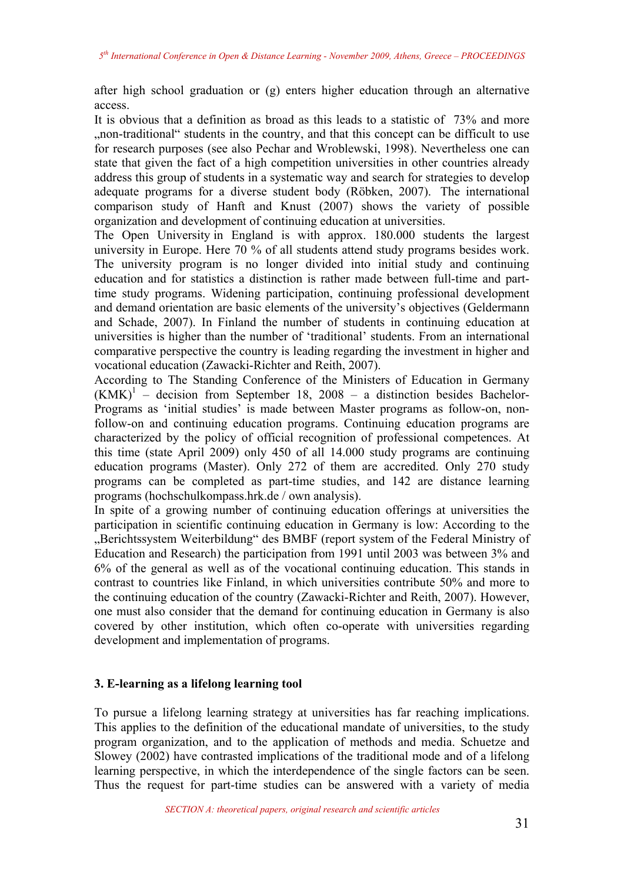after high school graduation or (g) enters higher education through an alternative access.

It is obvious that a definition as broad as this leads to a statistic of 73% and more „non-traditional“ students in the country, and that this concept can be difficult to use for research purposes (see also Pechar and Wroblewski, 1998). Nevertheless one can state that given the fact of a high competition universities in other countries already address this group of students in a systematic way and search for strategies to develop adequate programs for a diverse student body (Röbken, 2007). The international comparison study of Hanft and Knust (2007) shows the variety of possible organization and development of continuing education at universities.

The Open University in England is with approx. 180.000 students the largest university in Europe. Here 70 % of all students attend study programs besides work. The university program is no longer divided into initial study and continuing education and for statistics a distinction is rather made between full-time and part-time study programs. Widening participation, continuing professional development and demand orientation are basic elements of the university's objectives (Geldermann and Schade, 2007). In Finland the number of students in continuing education at universities is higher than the number of 'traditional' students. From an international comparative perspective the country is leading regarding the investment in higher and vocational education (Zawacki-Richter and Reith, 2007).

According to The Standing Conference of the Ministers of Education in Germany (KMK)[1] – decision from September 18, 2008 – a distinction besides Bachelor-Programs as 'initial studies' is made between Master programs as follow-on, non-follow-on and continuing education programs. Continuing education programs are characterized by the policy of official recognition of professional competences. At this time (state April 2009) only 450 of all 14.000 study programs are continuing education programs (Master). Only 272 of them are accredited. Only 270 study programs can be completed as part-time studies, and 142 are distance learning programs (hochschulkompass.hrk.de / own analysis).

In spite of a growing number of continuing education offerings at universities the participation in scientific continuing education in Germany is low: According to the „Berichtssystem Weiterbildung“ des BMBF (report system of the Federal Ministry of Education and Research) the participation from 1991 until 2003 was between 3% and 6% of the general as well as of the vocational continuing education. This stands in contrast to countries like Finland, in which universities contribute 50% and more to the continuing education of the country (Zawacki-Richter and Reith, 2007). However, one must also consider that the demand for continuing education in Germany is also covered by other institution, which often co-operate with universities regarding development and implementation of programs.

### 3. E-learning as a lifelong learning tool

To pursue a lifelong learning strategy at universities has far reaching implications. This applies to the definition of the educational mandate of universities, to the study program organization, and to the application of methods and media. Schuetze and Slowey (2002) have contrasted implications of the traditional mode and of a lifelong learning perspective, in which the interdependence of the single factors can be seen. Thus the request for part-time studies can be answered with a variety of media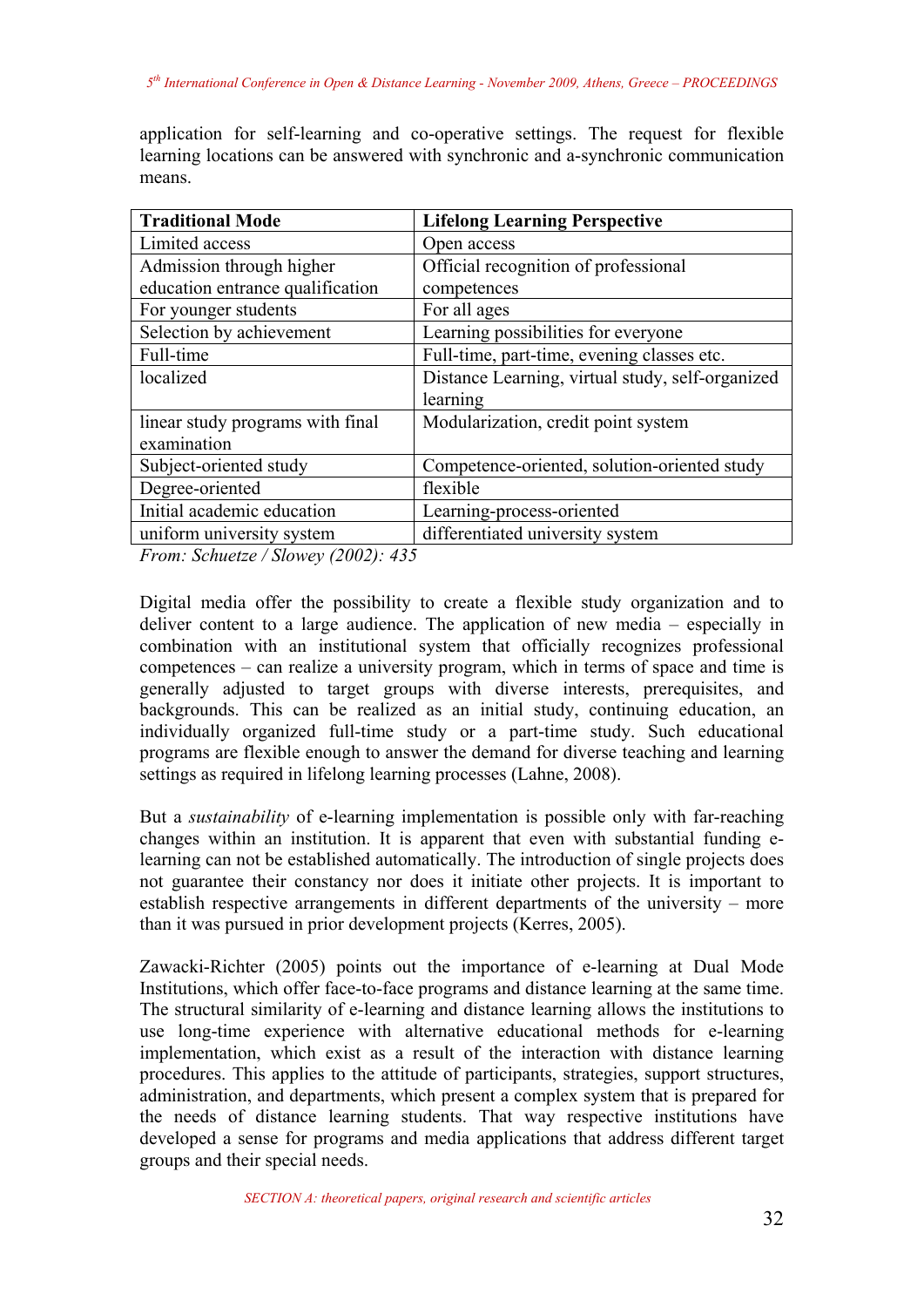application for self-learning and co-operative settings. The request for flexible learning locations can be answered with synchronic and a-synchronic communication means.

| Traditional Mode | Lifelong Learning Perspective |
|---|---|
| Limited access | Open access |
| Admission through higher education entrance qualification | Official recognition of professional competences |
| For younger students | For all ages |
| Selection by achievement | Learning possibilities for everyone |
| Full-time | Full-time, part-time, evening classes etc. |
| localized | Distance Learning, virtual study, self-organized learning |
| linear study programs with final examination | Modularization, credit point system |
| Subject-oriented study | Competence-oriented, solution-oriented study |
| Degree-oriented | flexible |
| Initial academic education | Learning-process-oriented |
| uniform university system | differentiated university system |

*From: Schuetze / Slowey (2002): 435*

Digital media offer the possibility to create a flexible study organization and to deliver content to a large audience. The application of new media – especially in combination with an institutional system that officially recognizes professional competences – can realize a university program, which in terms of space and time is generally adjusted to target groups with diverse interests, prerequisites, and backgrounds. This can be realized as an initial study, continuing education, an individually organized full-time study or a part-time study. Such educational programs are flexible enough to answer the demand for diverse teaching and learning settings as required in lifelong learning processes (Lahne, 2008).

But a *sustainability* of e-learning implementation is possible only with far-reaching changes within an institution. It is apparent that even with substantial funding e-learning can not be established automatically. The introduction of single projects does not guarantee their constancy nor does it initiate other projects. It is important to establish respective arrangements in different departments of the university – more than it was pursued in prior development projects (Kerres, 2005).

Zawacki-Richter (2005) points out the importance of e-learning at Dual Mode Institutions, which offer face-to-face programs and distance learning at the same time. The structural similarity of e-learning and distance learning allows the institutions to use long-time experience with alternative educational methods for e-learning implementation, which exist as a result of the interaction with distance learning procedures. This applies to the attitude of participants, strategies, support structures, administration, and departments, which present a complex system that is prepared for the needs of distance learning students. That way respective institutions have developed a sense for programs and media applications that address different target groups and their special needs.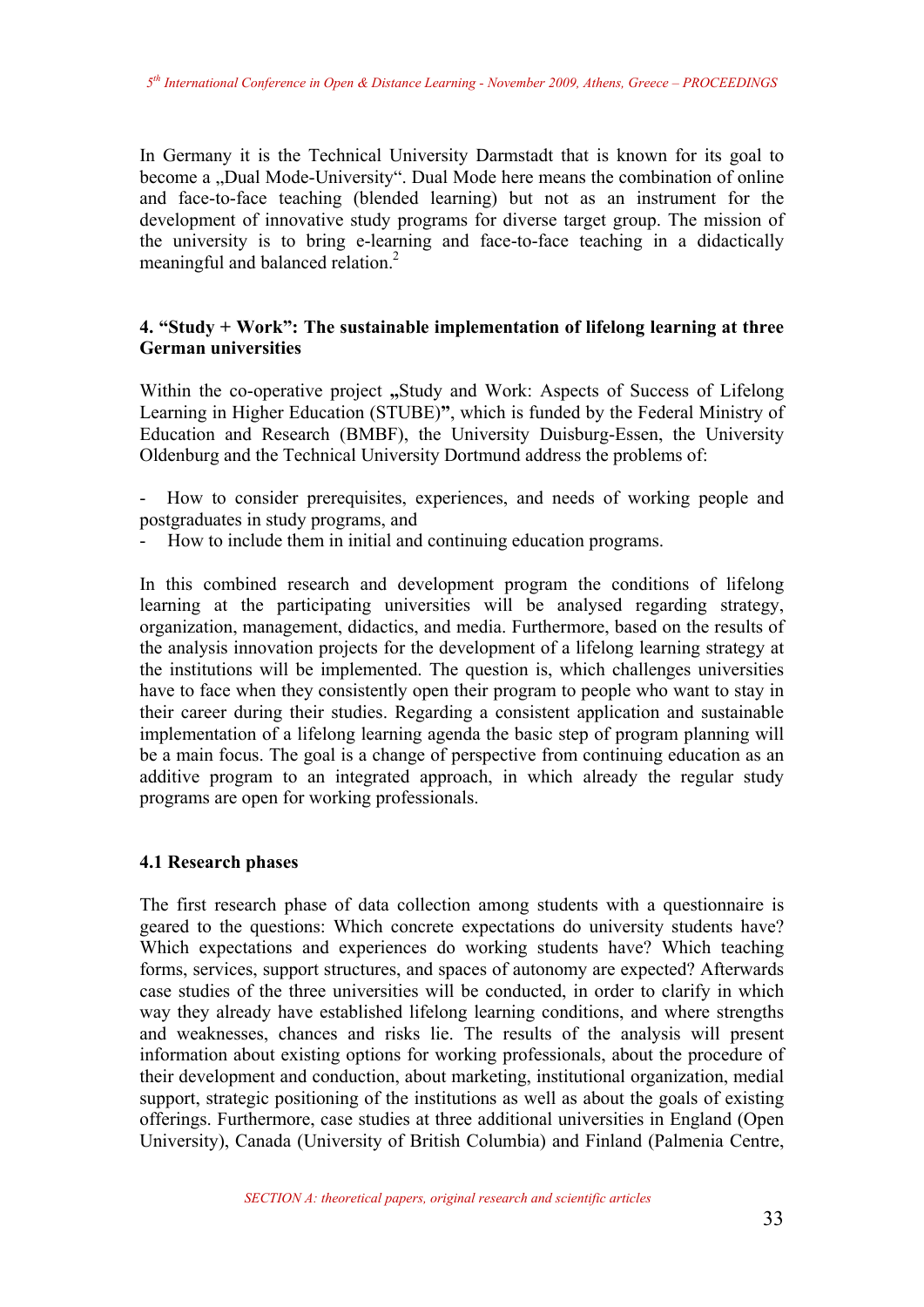In Germany it is the Technical University Darmstadt that is known for its goal to become a „Dual Mode-University“. Dual Mode here means the combination of online and face-to-face teaching (blended learning) but not as an instrument for the development of innovative study programs for diverse target group. The mission of the university is to bring e-learning and face-to-face teaching in a didactically meaningful and balanced relation.[2]

## 4. “Study + Work”: The sustainable implementation of lifelong learning at three German universities

Within the co-operative project **„**Study and Work: Aspects of Success of Lifelong Learning in Higher Education (STUBE)**”**, which is funded by the Federal Ministry of Education and Research (BMBF), the University Duisburg-Essen, the University Oldenburg and the Technical University Dortmund address the problems of:

- How to consider prerequisites, experiences, and needs of working people and postgraduates in study programs, and
- How to include them in initial and continuing education programs.

In this combined research and development program the conditions of lifelong learning at the participating universities will be analysed regarding strategy, organization, management, didactics, and media. Furthermore, based on the results of the analysis innovation projects for the development of a lifelong learning strategy at the institutions will be implemented. The question is, which challenges universities have to face when they consistently open their program to people who want to stay in their career during their studies. Regarding a consistent application and sustainable implementation of a lifelong learning agenda the basic step of program planning will be a main focus. The goal is a change of perspective from continuing education as an additive program to an integrated approach, in which already the regular study programs are open for working professionals.

### 4.1 Research phases

The first research phase of data collection among students with a questionnaire is geared to the questions: Which concrete expectations do university students have? Which expectations and experiences do working students have? Which teaching forms, services, support structures, and spaces of autonomy are expected? Afterwards case studies of the three universities will be conducted, in order to clarify in which way they already have established lifelong learning conditions, and where strengths and weaknesses, chances and risks lie. The results of the analysis will present information about existing options for working professionals, about the procedure of their development and conduction, about marketing, institutional organization, medial support, strategic positioning of the institutions as well as about the goals of existing offerings. Furthermore, case studies at three additional universities in England (Open University), Canada (University of British Columbia) and Finland (Palmenia Centre,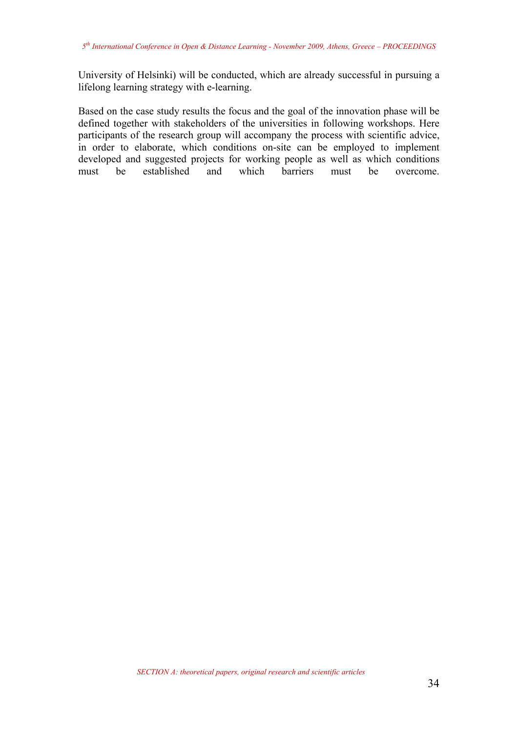University of Helsinki) will be conducted, which are already successful in pursuing a lifelong learning strategy with e-learning.

Based on the case study results the focus and the goal of the innovation phase will be defined together with stakeholders of the universities in following workshops. Here participants of the research group will accompany the process with scientific advice, in order to elaborate, which conditions on-site can be employed to implement developed and suggested projects for working people as well as which conditions must be established and which barriers must be overcome.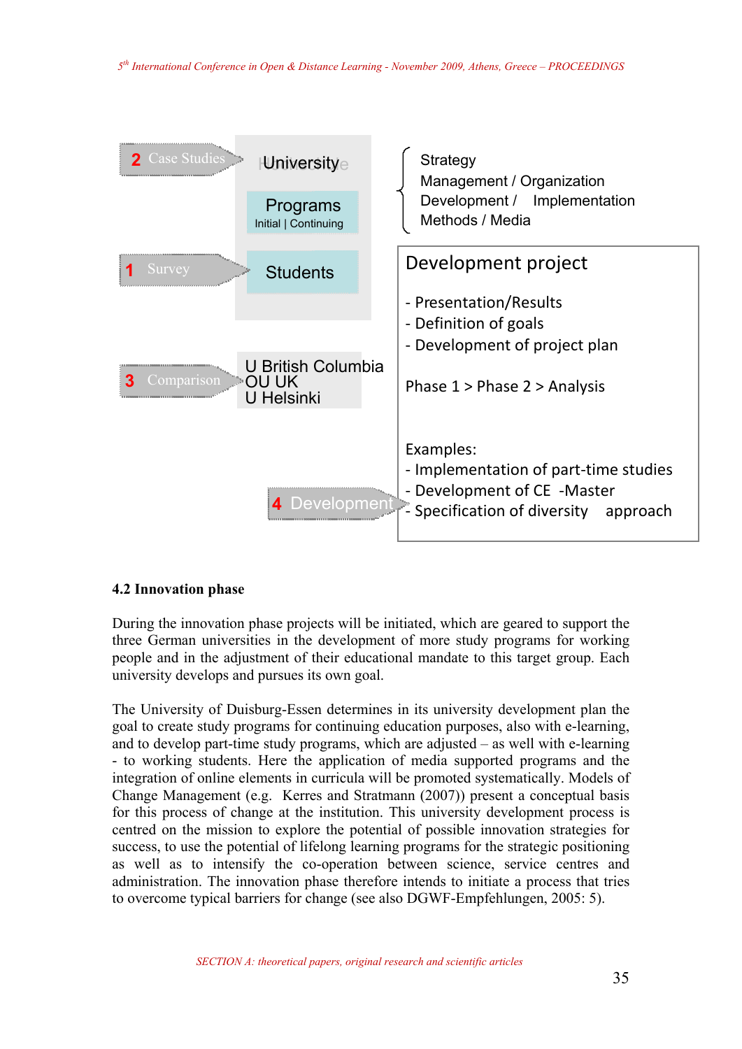2 Case Studies

University

Programs
Initial | Continuing

1 Survey

Students

3 Comparison

U British Columbia
OU UK
U Helsinki

4 Development

Strategy
Management / Organization
Development / Implementation
Methods / Media

Development project

- Presentation/Results
- Definition of goals
- Development of project plan

Phase 1 > Phase 2 > Analysis

Examples:
- Implementation of part-time studies
- Development of CE -Master
- Specification of diversity approach

### 4.2 Innovation phase

During the innovation phase projects will be initiated, which are geared to support the three German universities in the development of more study programs for working people and in the adjustment of their educational mandate to this target group. Each university develops and pursues its own goal.

The University of Duisburg-Essen determines in its university development plan the goal to create study programs for continuing education purposes, also with e-learning, and to develop part-time study programs, which are adjusted – as well with e-learning - to working students. Here the application of media supported programs and the integration of online elements in curricula will be promoted systematically. Models of Change Management (e.g. Kerres and Stratmann (2007)) present a conceptual basis for this process of change at the institution. This university development process is centred on the mission to explore the potential of possible innovation strategies for success, to use the potential of lifelong learning programs for the strategic positioning as well as to intensify the co-operation between science, service centres and administration. The innovation phase therefore intends to initiate a process that tries to overcome typical barriers for change (see also DGWF-Empfehlungen, 2005: 5).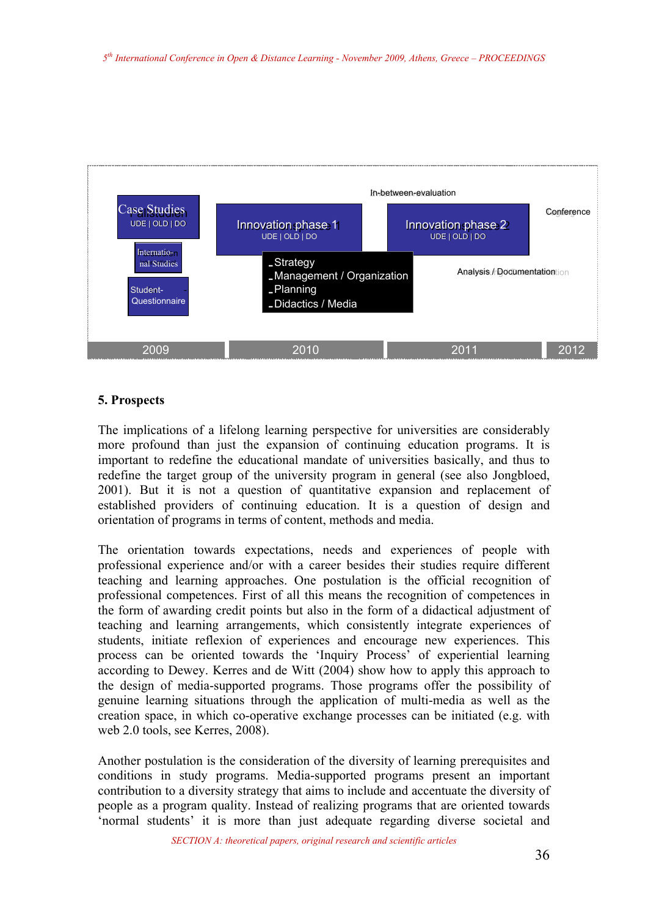Case Studies
UDE | OLD | DO

Internatio-nal Studies

Student-Questionnaire

Innovation phase 1
UDE | OLD | DO

In-between-evaluation

Innovation phase 2
UDE | OLD | DO

Conference

- Strategy
- Management / Organization
- Planning
- Didactics / Media

Analysis / Documentation

2009 | 2010 | 2011 | 2012

## 5. Prospects

The implications of a lifelong learning perspective for universities are considerably more profound than just the expansion of continuing education programs. It is important to redefine the educational mandate of universities basically, and thus to redefine the target group of the university program in general (see also Jongbloed, 2001). But it is not a question of quantitative expansion and replacement of established providers of continuing education. It is a question of design and orientation of programs in terms of content, methods and media.

The orientation towards expectations, needs and experiences of people with professional experience and/or with a career besides their studies require different teaching and learning approaches. One postulation is the official recognition of professional competences. First of all this means the recognition of competences in the form of awarding credit points but also in the form of a didactical adjustment of teaching and learning arrangements, which consistently integrate experiences of students, initiate reflexion of experiences and encourage new experiences. This process can be oriented towards the 'Inquiry Process' of experiential learning according to Dewey. Kerres and de Witt (2004) show how to apply this approach to the design of media-supported programs. Those programs offer the possibility of genuine learning situations through the application of multi-media as well as the creation space, in which co-operative exchange processes can be initiated (e.g. with web 2.0 tools, see Kerres, 2008).

Another postulation is the consideration of the diversity of learning prerequisites and conditions in study programs. Media-supported programs present an important contribution to a diversity strategy that aims to include and accentuate the diversity of people as a program quality. Instead of realizing programs that are oriented towards 'normal students' it is more than just adequate regarding diverse societal and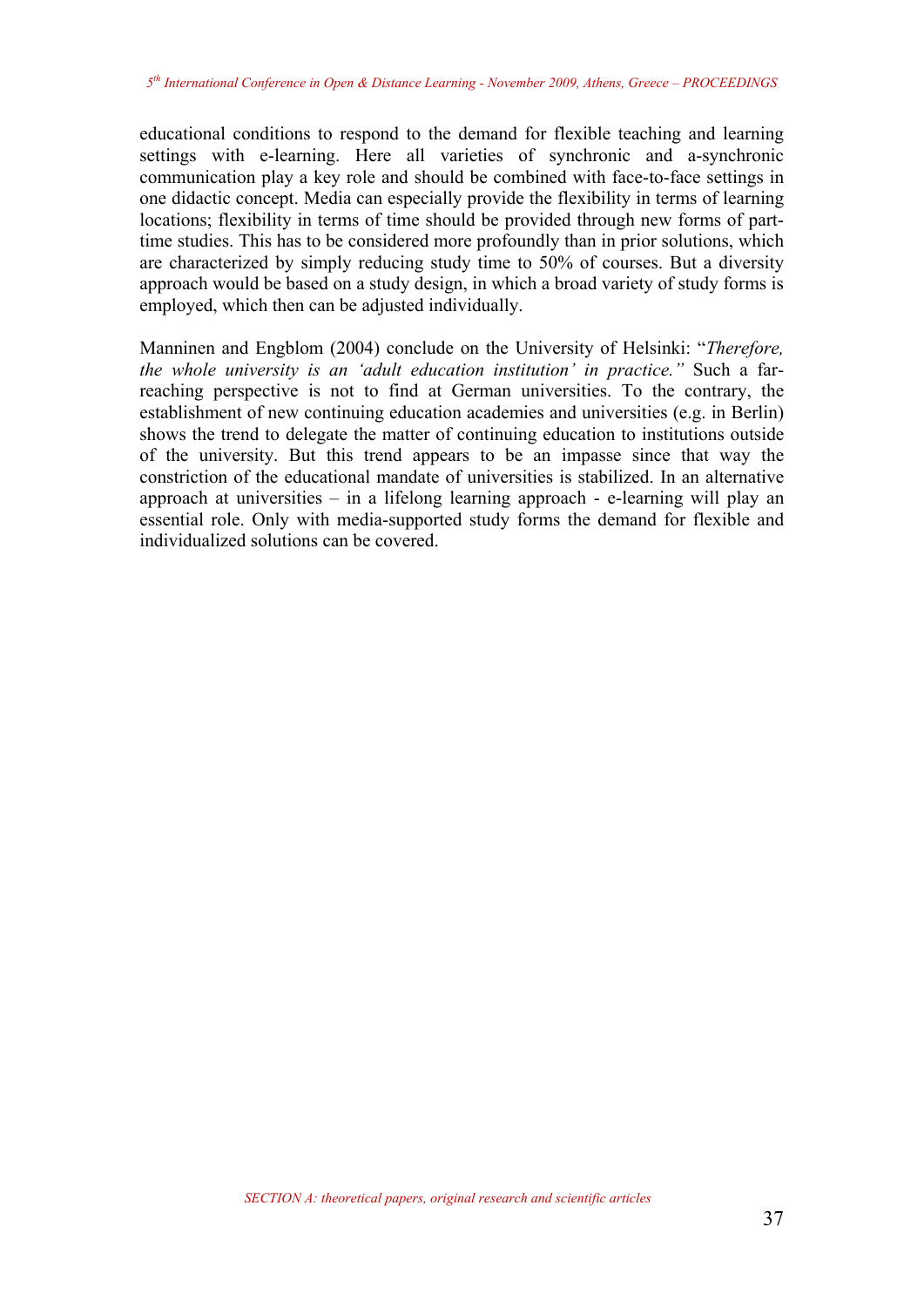educational conditions to respond to the demand for flexible teaching and learning settings with e-learning. Here all varieties of synchronic and a-synchronic communication play a key role and should be combined with face-to-face settings in one didactic concept. Media can especially provide the flexibility in terms of learning locations; flexibility in terms of time should be provided through new forms of part-time studies. This has to be considered more profoundly than in prior solutions, which are characterized by simply reducing study time to 50% of courses. But a diversity approach would be based on a study design, in which a broad variety of study forms is employed, which then can be adjusted individually.

Manninen and Engblom (2004) conclude on the University of Helsinki: "*Therefore, the whole university is an 'adult education institution' in practice.*" Such a far-reaching perspective is not to find at German universities. To the contrary, the establishment of new continuing education academies and universities (e.g. in Berlin) shows the trend to delegate the matter of continuing education to institutions outside of the university. But this trend appears to be an impasse since that way the constriction of the educational mandate of universities is stabilized. In an alternative approach at universities – in a lifelong learning approach - e-learning will play an essential role. Only with media-supported study forms the demand for flexible and individualized solutions can be covered.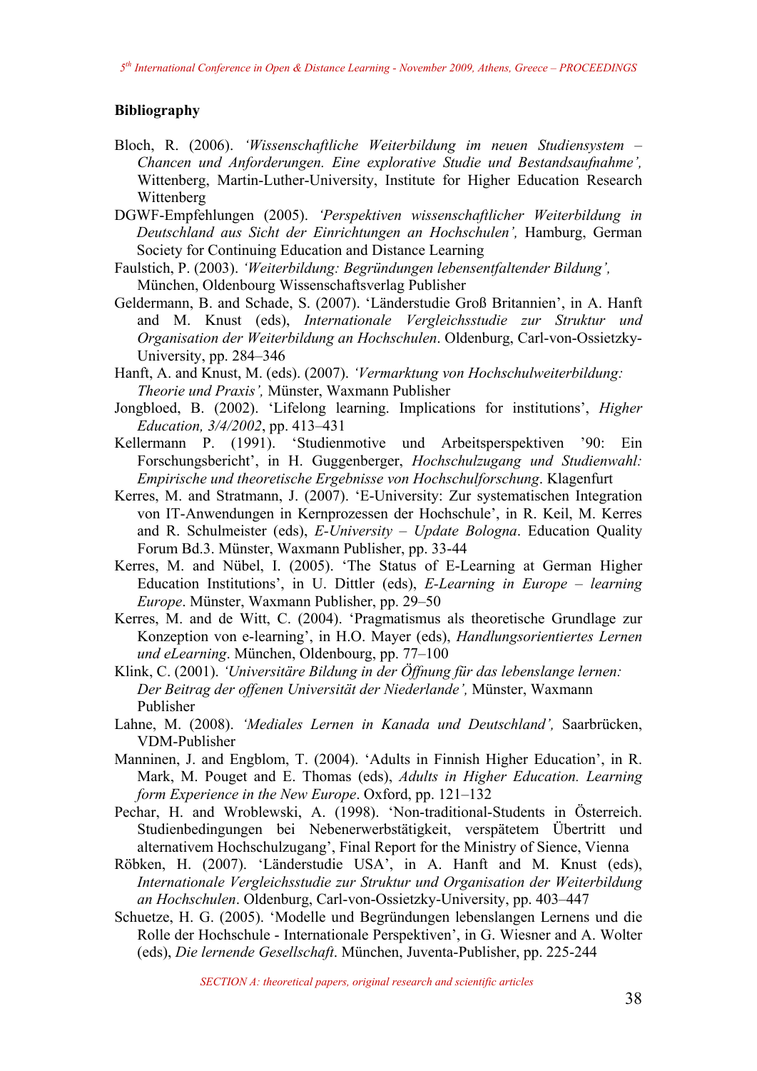## Bibliography

Bloch, R. (2006). *'Wissenschaftliche Weiterbildung im neuen Studiensystem – Chancen und Anforderungen. Eine explorative Studie und Bestandsaufnahme',* Wittenberg, Martin-Luther-University, Institute for Higher Education Research Wittenberg

DGWF-Empfehlungen (2005). *'Perspektiven wissenschaftlicher Weiterbildung in Deutschland aus Sicht der Einrichtungen an Hochschulen',* Hamburg, German Society for Continuing Education and Distance Learning

Faulstich, P. (2003). *'Weiterbildung: Begründungen lebensentfaltender Bildung',* München, Oldenbourg Wissenschaftsverlag Publisher

Geldermann, B. and Schade, S. (2007). 'Länderstudie Groß Britannien', in A. Hanft and M. Knust (eds), *Internationale Vergleichsstudie zur Struktur und Organisation der Weiterbildung an Hochschulen*. Oldenburg, Carl-von-Ossietzky-University, pp. 284–346

Hanft, A. and Knust, M. (eds). (2007). *'Vermarktung von Hochschulweiterbildung: Theorie und Praxis',* Münster, Waxmann Publisher

Jongbloed, B. (2002). 'Lifelong learning. Implications for institutions', *Higher Education, 3/4/2002*, pp. 413–431

Kellermann P. (1991). 'Studienmotive und Arbeitsperspektiven '90: Ein Forschungsbericht', in H. Guggenberger, *Hochschulzugang und Studienwahl: Empirische und theoretische Ergebnisse von Hochschulforschung*. Klagenfurt

Kerres, M. and Stratmann, J. (2007). 'E-University: Zur systematischen Integration von IT-Anwendungen in Kernprozessen der Hochschule', in R. Keil, M. Kerres and R. Schulmeister (eds), *E-University – Update Bologna*. Education Quality Forum Bd.3. Münster, Waxmann Publisher, pp. 33-44

Kerres, M. and Nübel, I. (2005). 'The Status of E-Learning at German Higher Education Institutions', in U. Dittler (eds), *E-Learning in Europe – learning Europe*. Münster, Waxmann Publisher, pp. 29–50

Kerres, M. and de Witt, C. (2004). 'Pragmatismus als theoretische Grundlage zur Konzeption von e-learning', in H.O. Mayer (eds), *Handlungsorientiertes Lernen und eLearning*. München, Oldenbourg, pp. 77–100

Klink, C. (2001). *'Universitäre Bildung in der Öffnung für das lebenslange lernen: Der Beitrag der offenen Universität der Niederlande',* Münster, Waxmann Publisher

Lahne, M. (2008). *'Mediales Lernen in Kanada und Deutschland',* Saarbrücken, VDM-Publisher

Manninen, J. and Engblom, T. (2004). 'Adults in Finnish Higher Education', in R. Mark, M. Pouget and E. Thomas (eds), *Adults in Higher Education. Learning form Experience in the New Europe*. Oxford, pp. 121–132

Pechar, H. and Wroblewski, A. (1998). 'Non-traditional-Students in Österreich. Studienbedingungen bei Nebenerwerbstätigkeit, verspätetem Übertritt und alternativem Hochschulzugang', Final Report for the Ministry of Sience, Vienna

Röbken, H. (2007). 'Länderstudie USA', in A. Hanft and M. Knust (eds), *Internationale Vergleichsstudie zur Struktur und Organisation der Weiterbildung an Hochschulen*. Oldenburg, Carl-von-Ossietzky-University, pp. 403–447

Schuetze, H. G. (2005). 'Modelle und Begründungen lebenslangen Lernens und die Rolle der Hochschule - Internationale Perspektiven', in G. Wiesner and A. Wolter (eds), *Die lernende Gesellschaft*. München, Juventa-Publisher, pp. 225-244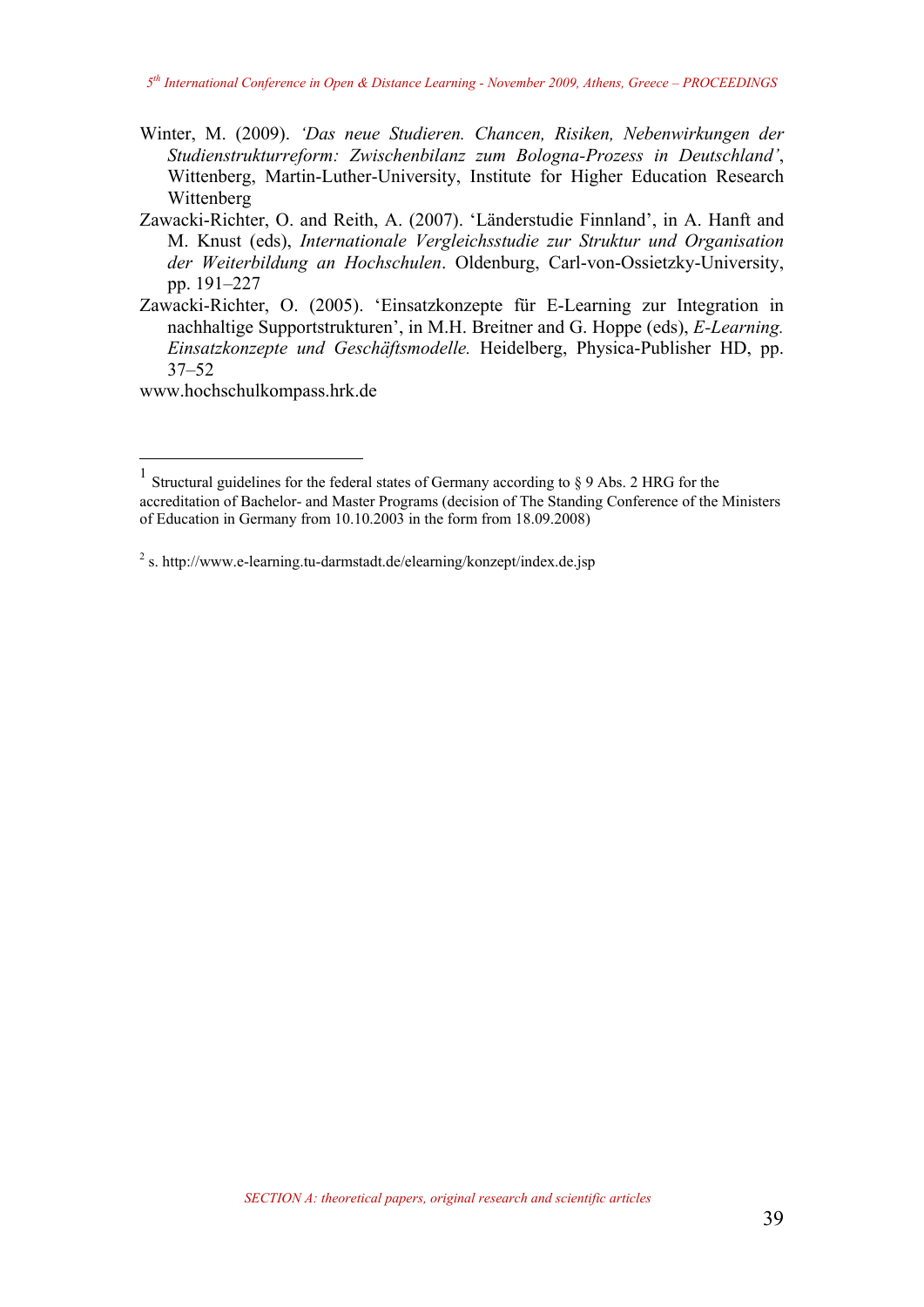Winter, M. (2009). *'Das neue Studieren. Chancen, Risiken, Nebenwirkungen der Studienstrukturreform: Zwischenbilanz zum Bologna-Prozess in Deutschland'*, Wittenberg, Martin-Luther-University, Institute for Higher Education Research Wittenberg

Zawacki-Richter, O. and Reith, A. (2007). 'Länderstudie Finnland', in A. Hanft and M. Knust (eds), *Internationale Vergleichsstudie zur Struktur und Organisation der Weiterbildung an Hochschulen*. Oldenburg, Carl-von-Ossietzky-University, pp. 191–227

Zawacki-Richter, O. (2005). 'Einsatzkonzepte für E-Learning zur Integration in nachhaltige Supportstrukturen', in M.H. Breitner and G. Hoppe (eds), *E-Learning. Einsatzkonzepte und Geschäftsmodelle.* Heidelberg, Physica-Publisher HD, pp. 37–52

www.hochschulkompass.hrk.de

---

[1] Structural guidelines for the federal states of Germany according to § 9 Abs. 2 HRG for the accreditation of Bachelor- and Master Programs (decision of The Standing Conference of the Ministers of Education in Germany from 10.10.2003 in the form from 18.09.2008)

[2] s. http://www.e-learning.tu-darmstadt.de/elearning/konzept/index.de.jsp